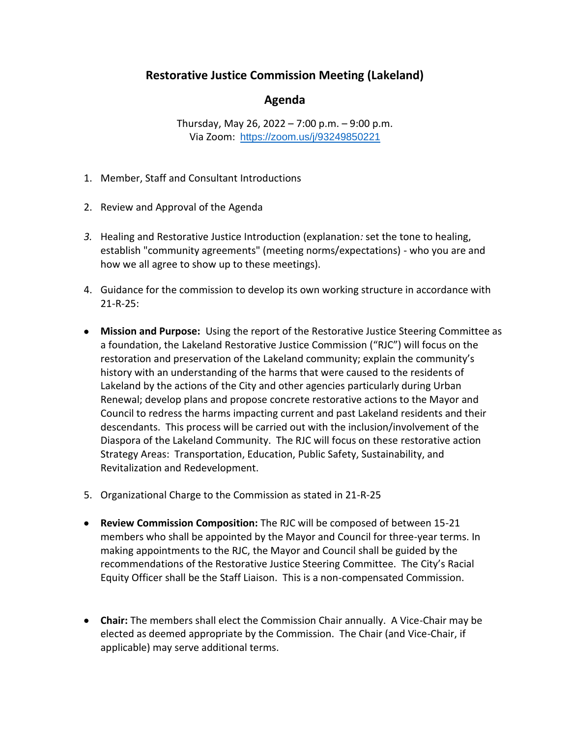# Restorative Justice Commission Meeting (Lakeland)

## Agenda

Thursday, May 26, 2022 – 7:00 p.m. – 9:00 p.m.
Via Zoom: [https://zoom.us/j/93249850221](https://zoom.us/j/93249850221)

1. Member, Staff and Consultant Introductions

2. Review and Approval of the Agenda

3. Healing and Restorative Justice Introduction (explanation*:* set the tone to healing, establish "community agreements" (meeting norms/expectations) - who you are and how we all agree to show up to these meetings).

4. Guidance for the commission to develop its own working structure in accordance with 21-R-25:

- **Mission and Purpose:** Using the report of the Restorative Justice Steering Committee as a foundation, the Lakeland Restorative Justice Commission ("RJC") will focus on the restoration and preservation of the Lakeland community; explain the community's history with an understanding of the harms that were caused to the residents of Lakeland by the actions of the City and other agencies particularly during Urban Renewal; develop plans and propose concrete restorative actions to the Mayor and Council to redress the harms impacting current and past Lakeland residents and their descendants. This process will be carried out with the inclusion/involvement of the Diaspora of the Lakeland Community. The RJC will focus on these restorative action Strategy Areas: Transportation, Education, Public Safety, Sustainability, and Revitalization and Redevelopment.

5. Organizational Charge to the Commission as stated in 21-R-25

- **Review Commission Composition:** The RJC will be composed of between 15-21 members who shall be appointed by the Mayor and Council for three-year terms. In making appointments to the RJC, the Mayor and Council shall be guided by the recommendations of the Restorative Justice Steering Committee. The City's Racial Equity Officer shall be the Staff Liaison. This is a non-compensated Commission.

- **Chair:** The members shall elect the Commission Chair annually. A Vice-Chair may be elected as deemed appropriate by the Commission. The Chair (and Vice-Chair, if applicable) may serve additional terms.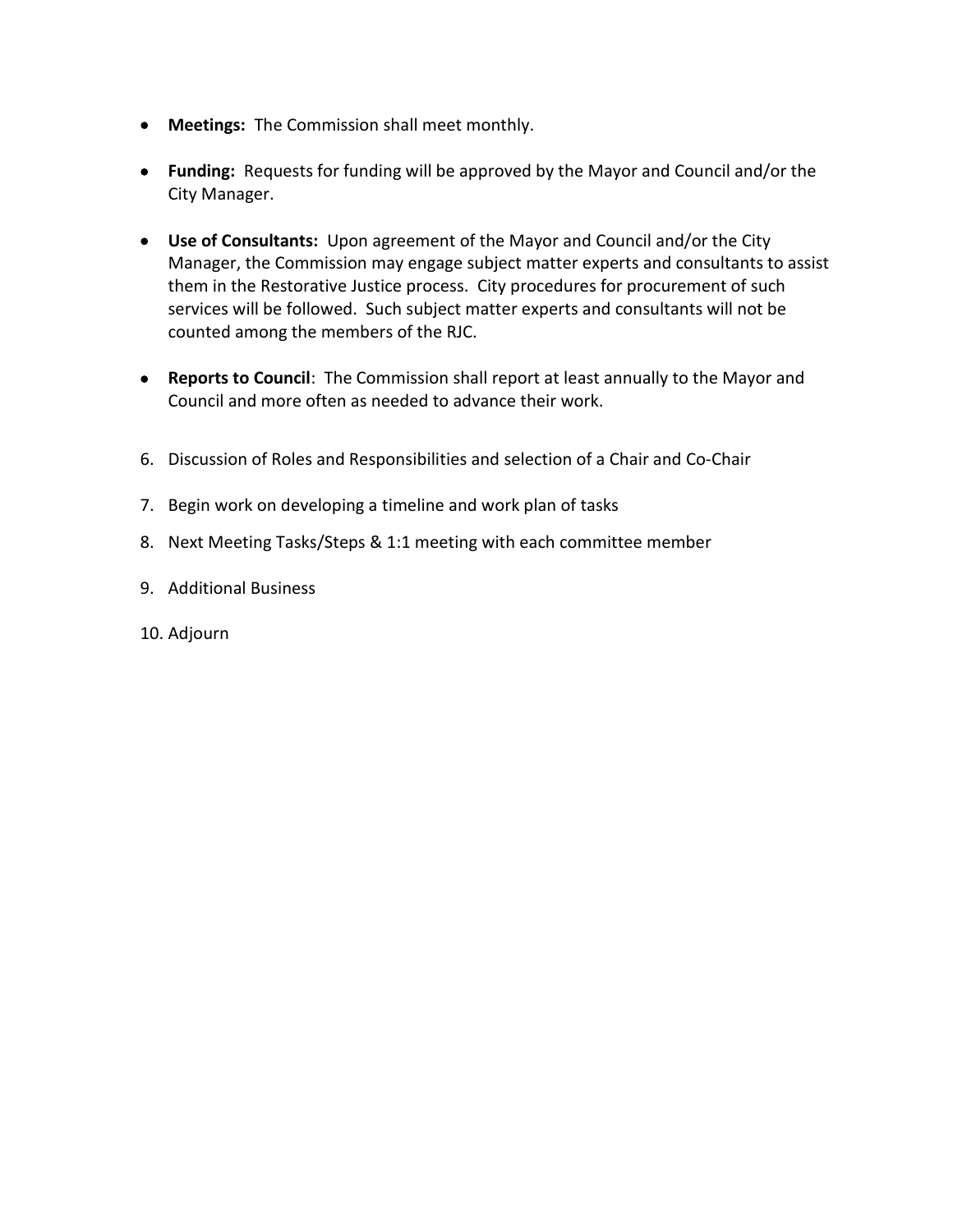- **Meetings:** The Commission shall meet monthly.

- **Funding:** Requests for funding will be approved by the Mayor and Council and/or the City Manager.

- **Use of Consultants:** Upon agreement of the Mayor and Council and/or the City Manager, the Commission may engage subject matter experts and consultants to assist them in the Restorative Justice process. City procedures for procurement of such services will be followed. Such subject matter experts and consultants will not be counted among the members of the RJC.

- **Reports to Council**: The Commission shall report at least annually to the Mayor and Council and more often as needed to advance their work.

6. Discussion of Roles and Responsibilities and selection of a Chair and Co-Chair

7. Begin work on developing a timeline and work plan of tasks

8. Next Meeting Tasks/Steps & 1:1 meeting with each committee member

9. Additional Business

10. Adjourn